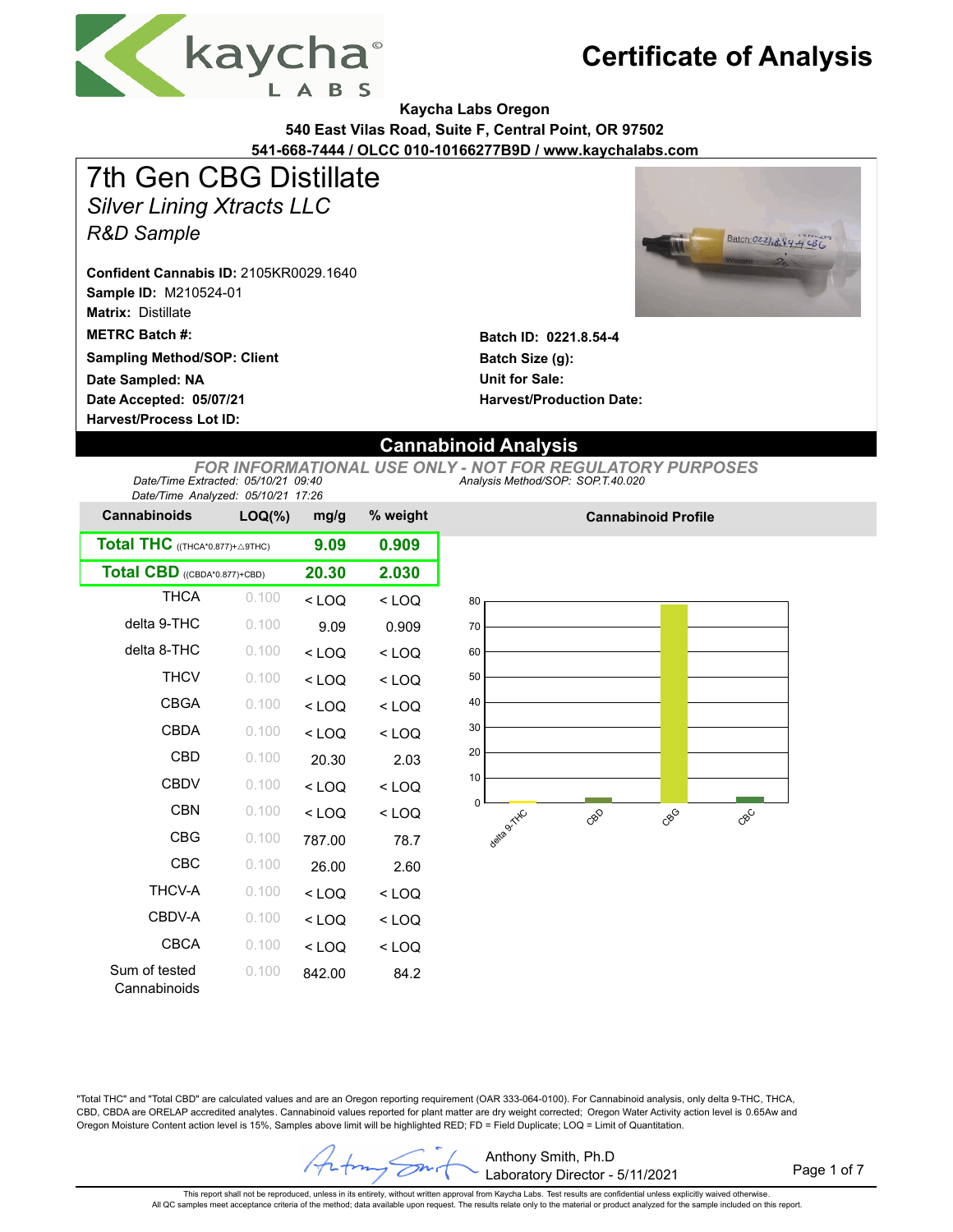# Certificate of Analysis

**Kaycha Labs Oregon**
**540 East Vilas Road, Suite F, Central Point, OR 97502**
**541-668-7444 / OLCC 010-10166277B9D / www.kaychalabs.com**

# 7th Gen CBG Distillate

*Silver Lining Xtracts LLC*

*R&D Sample*

**Confident Cannabis ID:** 2105KR0029.1640
**Sample ID:** M210524-01
**Matrix:** Distillate
**METRC Batch #:**
**Sampling Method/SOP: Client**
**Date Sampled: NA**
**Date Accepted: 05/07/21**
**Harvest/Process Lot ID:**

**Batch ID: 0221.8.54-4**
**Batch Size (g):**
**Unit for Sale:**
**Harvest/Production Date:**

## Cannabinoid Analysis

*FOR INFORMATIONAL USE ONLY - NOT FOR REGULATORY PURPOSES*

*Date/Time Extracted: 05/10/21 09:40*
*Date/Time Analyzed: 05/10/21 17:26*
*Analysis Method/SOP: SOP.T.40.020*

| Cannabinoids | LOQ(%) | mg/g | % weight |
|---|---|---|---|
| **Total THC** ((THCA*0.877)+△9THC) | | **9.09** | **0.909** |
| **Total CBD** ((CBDA*0.877)+CBD) | | **20.30** | **2.030** |
| THCA | 0.100 | < LOQ | < LOQ |
| delta 9-THC | 0.100 | 9.09 | 0.909 |
| delta 8-THC | 0.100 | < LOQ | < LOQ |
| THCV | 0.100 | < LOQ | < LOQ |
| CBGA | 0.100 | < LOQ | < LOQ |
| CBDA | 0.100 | < LOQ | < LOQ |
| CBD | 0.100 | 20.30 | 2.03 |
| CBDV | 0.100 | < LOQ | < LOQ |
| CBN | 0.100 | < LOQ | < LOQ |
| CBG | 0.100 | 787.00 | 78.7 |
| CBC | 0.100 | 26.00 | 2.60 |
| THCV-A | 0.100 | < LOQ | < LOQ |
| CBDV-A | 0.100 | < LOQ | < LOQ |
| CBCA | 0.100 | < LOQ | < LOQ |
| Sum of tested Cannabinoids | 0.100 | 842.00 | 84.2 |

**Cannabinoid Profile**

"Total THC" and "Total CBD" are calculated values and are an Oregon reporting requirement (OAR 333-064-0100). For Cannabinoid analysis, only delta 9-THC, THCA, CBD, CBDA are ORELAP accredited analytes. Cannabinoid values reported for plant matter are dry weight corrected; Oregon Water Activity action level is 0.65Aw and Oregon Moisture Content action level is 15%, Samples above limit will be highlighted RED; FD = Field Duplicate; LOQ = Limit of Quantitation.

Anthony Smith, Ph.D
Laboratory Director - 5/11/2021

This report shall not be reproduced, unless in its entirety, without written approval from Kaycha Labs. Test results are confidential unless explicitly waived otherwise.
All QC samples meet acceptance criteria of the method; data available upon request. The results relate only to the material or product analyzed for the sample included on this report.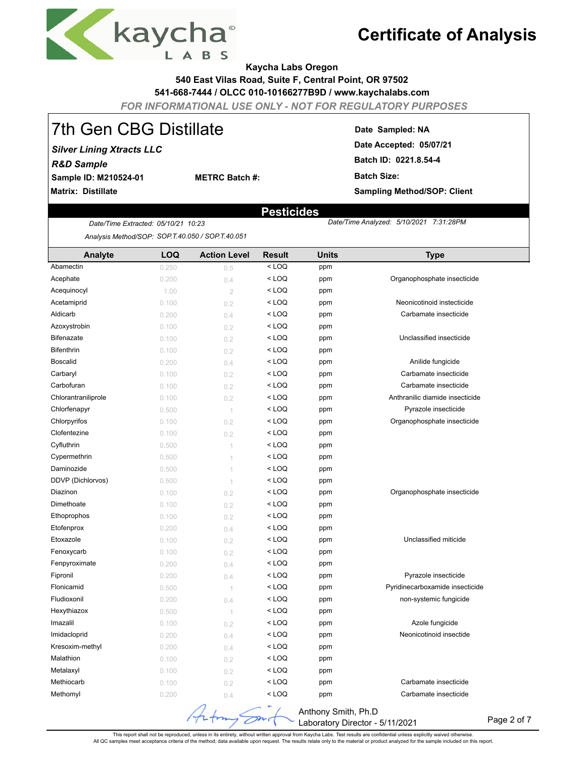# Certificate of Analysis

**Kaycha Labs Oregon**
**540 East Vilas Road, Suite F, Central Point, OR 97502**
**541-668-7444 / OLCC 010-10166277B9D / www.kaychalabs.com**

*FOR INFORMATIONAL USE ONLY - NOT FOR REGULATORY PURPOSES*

## 7th Gen CBG Distillate

***Silver Lining Xtracts LLC***
***R&D Sample***
**Sample ID: M210524-01** **METRC Batch #:**
**Matrix: Distillate**

**Date Sampled: NA**
**Date Accepted: 05/07/21**
**Batch ID: 0221.8.54-4**
**Batch Size:**
**Sampling Method/SOP: Client**

## Pesticides

*Date/Time Extracted: 05/10/21 10:23*
*Date/Time Analyzed: 5/10/2021 7:31:28PM*
*Analysis Method/SOP: SOP.T.40.050 / SOP.T.40.051*

| Analyte | LOQ | Action Level | Result | Units | Type |
|---|---|---|---|---|---|
| Abamectin | 0.250 | 0.5 | < LOQ | ppm | |
| Acephate | 0.200 | 0.4 | < LOQ | ppm | Organophosphate insecticide |
| Acequinocyl | 1.00 | 2 | < LOQ | ppm | |
| Acetamiprid | 0.100 | 0.2 | < LOQ | ppm | Neonicotinoid instecticide |
| Aldicarb | 0.200 | 0.4 | < LOQ | ppm | Carbamate insecticide |
| Azoxystrobin | 0.100 | 0.2 | < LOQ | ppm | |
| Bifenazate | 0.100 | 0.2 | < LOQ | ppm | Unclassified insecticide |
| Bifenthrin | 0.100 | 0.2 | < LOQ | ppm | |
| Boscalid | 0.200 | 0.4 | < LOQ | ppm | Anilide fungicide |
| Carbaryl | 0.100 | 0.2 | < LOQ | ppm | Carbamate insecticide |
| Carbofuran | 0.100 | 0.2 | < LOQ | ppm | Carbamate insecticide |
| Chlorantraniliprole | 0.100 | 0.2 | < LOQ | ppm | Anthranilic diamide insecticide |
| Chlorfenapyr | 0.500 | 1 | < LOQ | ppm | Pyrazole insecticide |
| Chlorpyrifos | 0.100 | 0.2 | < LOQ | ppm | Organophosphate insecticide |
| Clofentezine | 0.100 | 0.2 | < LOQ | ppm | |
| Cyfluthrin | 0.500 | 1 | < LOQ | ppm | |
| Cypermethrin | 0.500 | 1 | < LOQ | ppm | |
| Daminozide | 0.500 | 1 | < LOQ | ppm | |
| DDVP (Dichlorvos) | 0.500 | 1 | < LOQ | ppm | |
| Diazinon | 0.100 | 0.2 | < LOQ | ppm | Organophosphate insecticide |
| Dimethoate | 0.100 | 0.2 | < LOQ | ppm | |
| Ethoprophos | 0.100 | 0.2 | < LOQ | ppm | |
| Etofenprox | 0.200 | 0.4 | < LOQ | ppm | |
| Etoxazole | 0.100 | 0.2 | < LOQ | ppm | Unclassified miticide |
| Fenoxycarb | 0.100 | 0.2 | < LOQ | ppm | |
| Fenpyroximate | 0.200 | 0.4 | < LOQ | ppm | |
| Fipronil | 0.200 | 0.4 | < LOQ | ppm | Pyrazole insecticide |
| Flonicamid | 0.500 | 1 | < LOQ | ppm | Pyridinecarboxamide insecticide |
| Fludioxonil | 0.200 | 0.4 | < LOQ | ppm | non-systemic fungicide |
| Hexythiazox | 0.500 | 1 | < LOQ | ppm | |
| Imazalil | 0.100 | 0.2 | < LOQ | ppm | Azole fungicide |
| Imidacloprid | 0.200 | 0.4 | < LOQ | ppm | Neonicotinoid insectide |
| Kresoxim-methyl | 0.200 | 0.4 | < LOQ | ppm | |
| Malathion | 0.100 | 0.2 | < LOQ | ppm | |
| Metalaxyl | 0.100 | 0.2 | < LOQ | ppm | |
| Methiocarb | 0.100 | 0.2 | < LOQ | ppm | Carbamate insecticide |
| Methomyl | 0.200 | 0.4 | < LOQ | ppm | Carbamate insecticide |

Anthony Smith, Ph.D
Laboratory Director - 5/11/2021

This report shall not be reproduced, unless in its entirety, without written approval from Kaycha Labs. Test results are confidential unless explicitly waived otherwise.
All QC samples meet acceptance criteria of the method; data available upon request. The results relate only to the material or product analyzed for the sample included on this report.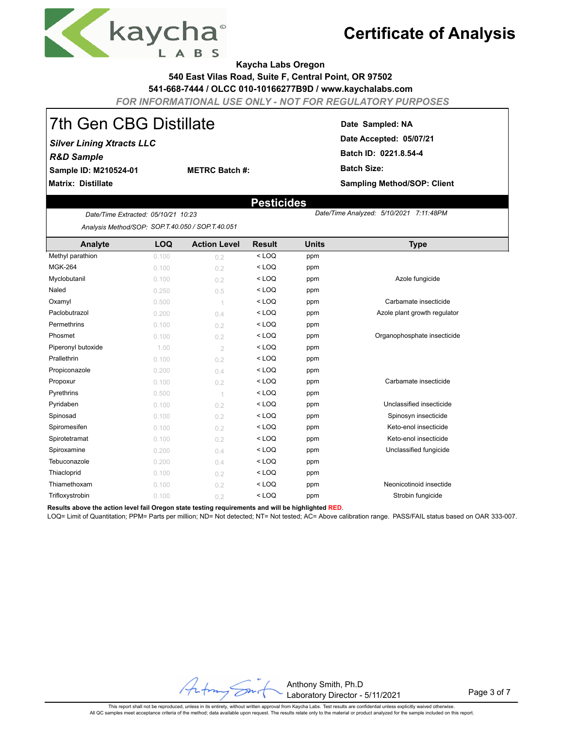# Certificate of Analysis

**Kaycha Labs Oregon**
**540 East Vilas Road, Suite F, Central Point, OR 97502**
**541-668-7444 / OLCC 010-10166277B9D / www.kaychalabs.com**
*FOR INFORMATIONAL USE ONLY - NOT FOR REGULATORY PURPOSES*

## 7th Gen CBG Distillate

***Silver Lining Xtracts LLC***
***R&D Sample***
**Sample ID: M210524-01** **METRC Batch #:**
**Matrix: Distillate**

**Date Sampled: NA**
**Date Accepted: 05/07/21**
**Batch ID: 0221.8.54-4**
**Batch Size:**
**Sampling Method/SOP: Client**

## Pesticides

*Date/Time Extracted: 05/10/21 10:23*
*Date/Time Analyzed: 5/10/2021 7:11:48PM*
*Analysis Method/SOP: SOP.T.40.050 / SOP.T.40.051*

| Analyte | LOQ | Action Level | Result | Units | Type |
|---|---|---|---|---|---|
| Methyl parathion | 0.100 | 0.2 | < LOQ | ppm | |
| MGK-264 | 0.100 | 0.2 | < LOQ | ppm | |
| Myclobutanil | 0.100 | 0.2 | < LOQ | ppm | Azole fungicide |
| Naled | 0.250 | 0.5 | < LOQ | ppm | |
| Oxamyl | 0.500 | 1 | < LOQ | ppm | Carbamate insecticide |
| Paclobutrazol | 0.200 | 0.4 | < LOQ | ppm | Azole plant growth regulator |
| Permethrins | 0.100 | 0.2 | < LOQ | ppm | |
| Phosmet | 0.100 | 0.2 | < LOQ | ppm | Organophosphate insecticide |
| Piperonyl butoxide | 1.00 | 2 | < LOQ | ppm | |
| Prallethrin | 0.100 | 0.2 | < LOQ | ppm | |
| Propiconazole | 0.200 | 0.4 | < LOQ | ppm | |
| Propoxur | 0.100 | 0.2 | < LOQ | ppm | Carbamate insecticide |
| Pyrethrins | 0.500 | 1 | < LOQ | ppm | |
| Pyridaben | 0.100 | 0.2 | < LOQ | ppm | Unclassified insecticide |
| Spinosad | 0.100 | 0.2 | < LOQ | ppm | Spinosyn insecticide |
| Spiromesifen | 0.100 | 0.2 | < LOQ | ppm | Keto-enol insecticide |
| Spirotetramat | 0.100 | 0.2 | < LOQ | ppm | Keto-enol insecticide |
| Spiroxamine | 0.200 | 0.4 | < LOQ | ppm | Unclassified fungicide |
| Tebuconazole | 0.200 | 0.4 | < LOQ | ppm | |
| Thiacloprid | 0.100 | 0.2 | < LOQ | ppm | |
| Thiamethoxam | 0.100 | 0.2 | < LOQ | ppm | Neonicotinoid insecticide |
| Trifloxystrobin | 0.100 | 0.2 | < LOQ | ppm | Strobin fungicide |

**Results above the action level fail Oregon state testing requirements and will be highlighted RED.**
LOQ= Limit of Quantitation; PPM= Parts per million; ND= Not detected; NT= Not tested; AC= Above calibration range. PASS/FAIL status based on OAR 333-007.

Anthony Smith, Ph.D
Laboratory Director - 5/11/2021

This report shall not be reproduced, unless in its entirety, without written approval from Kaycha Labs. Test results are confidential unless explicitly waived otherwise.
All QC samples meet acceptance criteria of the method; data available upon request. The results relate only to the material or product analyzed for the sample included on this report.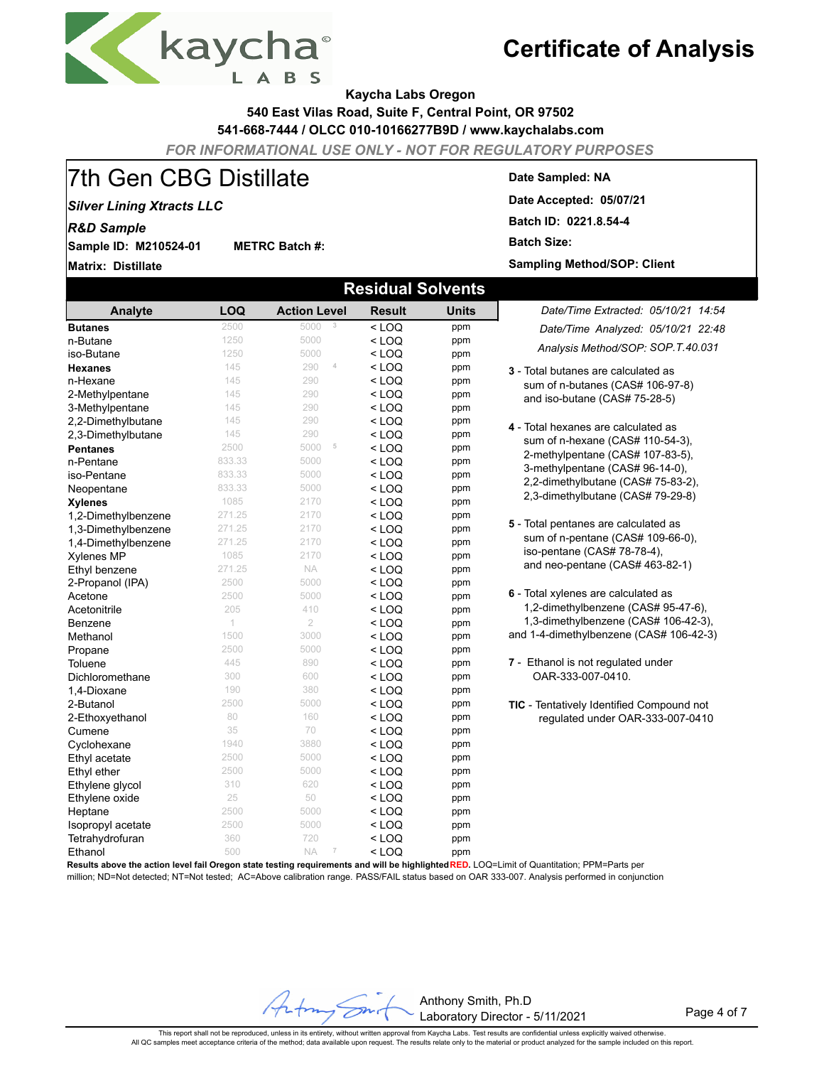# Certificate of Analysis

**Kaycha Labs Oregon**
**540 East Vilas Road, Suite F, Central Point, OR 97502**
**541-668-7444 / OLCC 010-10166277B9D / www.kaychalabs.com**

*FOR INFORMATIONAL USE ONLY - NOT FOR REGULATORY PURPOSES*

# 7th Gen CBG Distillate

***Silver Lining Xtracts LLC***

***R&D Sample***

**Sample ID: M210524-01** **METRC Batch #:**

**Matrix: Distillate**

**Date Sampled: NA**
**Date Accepted: 05/07/21**
**Batch ID: 0221.8.54-4**
**Batch Size:**
**Sampling Method/SOP: Client**

## Residual Solvents

| Analyte | LOQ | Action Level | Result | Units |
|---|---|---|---|---|
| **Butanes** | 2500 | 5000 [3] | < LOQ | ppm |
| n-Butane | 1250 | 5000 | < LOQ | ppm |
| iso-Butane | 1250 | 5000 | < LOQ | ppm |
| **Hexanes** | 145 | 290 [4] | < LOQ | ppm |
| n-Hexane | 145 | 290 | < LOQ | ppm |
| 2-Methylpentane | 145 | 290 | < LOQ | ppm |
| 3-Methylpentane | 145 | 290 | < LOQ | ppm |
| 2,2-Dimethylbutane | 145 | 290 | < LOQ | ppm |
| 2,3-Dimethylbutane | 145 | 290 | < LOQ | ppm |
| **Pentanes** | 2500 | 5000 [5] | < LOQ | ppm |
| n-Pentane | 833.33 | 5000 | < LOQ | ppm |
| iso-Pentane | 833.33 | 5000 | < LOQ | ppm |
| Neopentane | 833.33 | 5000 | < LOQ | ppm |
| **Xylenes** | 1085 | 2170 | < LOQ | ppm |
| 1,2-Dimethylbenzene | 271.25 | 2170 | < LOQ | ppm |
| 1,3-Dimethylbenzene | 271.25 | 2170 | < LOQ | ppm |
| 1,4-Dimethylbenzene | 271.25 | 2170 | < LOQ | ppm |
| Xylenes MP | 1085 | 2170 | < LOQ | ppm |
| Ethyl benzene | 271.25 | NA | < LOQ | ppm |
| 2-Propanol (IPA) | 2500 | 5000 | < LOQ | ppm |
| Acetone | 2500 | 5000 | < LOQ | ppm |
| Acetonitrile | 205 | 410 | < LOQ | ppm |
| Benzene | 1 | 2 | < LOQ | ppm |
| Methanol | 1500 | 3000 | < LOQ | ppm |
| Propane | 2500 | 5000 | < LOQ | ppm |
| Toluene | 445 | 890 | < LOQ | ppm |
| Dichloromethane | 300 | 600 | < LOQ | ppm |
| 1,4-Dioxane | 190 | 380 | < LOQ | ppm |
| 2-Butanol | 2500 | 5000 | < LOQ | ppm |
| 2-Ethoxyethanol | 80 | 160 | < LOQ | ppm |
| Cumene | 35 | 70 | < LOQ | ppm |
| Cyclohexane | 1940 | 3880 | < LOQ | ppm |
| Ethyl acetate | 2500 | 5000 | < LOQ | ppm |
| Ethyl ether | 2500 | 5000 | < LOQ | ppm |
| Ethylene glycol | 310 | 620 | < LOQ | ppm |
| Ethylene oxide | 25 | 50 | < LOQ | ppm |
| Heptane | 2500 | 5000 | < LOQ | ppm |
| Isopropyl acetate | 2500 | 5000 | < LOQ | ppm |
| Tetrahydrofuran | 360 | 720 | < LOQ | ppm |
| Ethanol | 500 | NA [7] | < LOQ | ppm |

*Date/Time Extracted: 05/10/21 14:54*
*Date/Time Analyzed: 05/10/21 22:48*
*Analysis Method/SOP: SOP.T.40.031*

**3** - Total butanes are calculated as sum of n-butanes (CAS# 106-97-8) and iso-butane (CAS# 75-28-5)

**4** - Total hexanes are calculated as sum of n-hexane (CAS# 110-54-3), 2-methylpentane (CAS# 107-83-5), 3-methylpentane (CAS# 96-14-0), 2,2-dimethylbutane (CAS# 75-83-2), 2,3-dimethylbutane (CAS# 79-29-8)

**5** - Total pentanes are calculated as sum of n-pentane (CAS# 109-66-0), iso-pentane (CAS# 78-78-4), and neo-pentane (CAS# 463-82-1)

**6** - Total xylenes are calculated as 1,2-dimethylbenzene (CAS# 95-47-6), 1,3-dimethylbenzene (CAS# 106-42-3), and 1-4-dimethylbenzene (CAS# 106-42-3)

**7** - Ethanol is not regulated under OAR-333-007-0410.

**TIC** - Tentatively Identified Compound not regulated under OAR-333-007-0410

**Results above the action level fail Oregon state testing requirements and will be highlighted RED.** LOQ=Limit of Quantitation; PPM=Parts per million; ND=Not detected; NT=Not tested; AC=Above calibration range. PASS/FAIL status based on OAR 333-007. Analysis performed in conjunction

Anthony Smith, Ph.D
Laboratory Director - 5/11/2021

This report shall not be reproduced, unless in its entirety, without written approval from Kaycha Labs. Test results are confidential unless explicitly waived otherwise.
All QC samples meet acceptance criteria of the method; data available upon request. The results relate only to the material or product analyzed for the sample included on this report.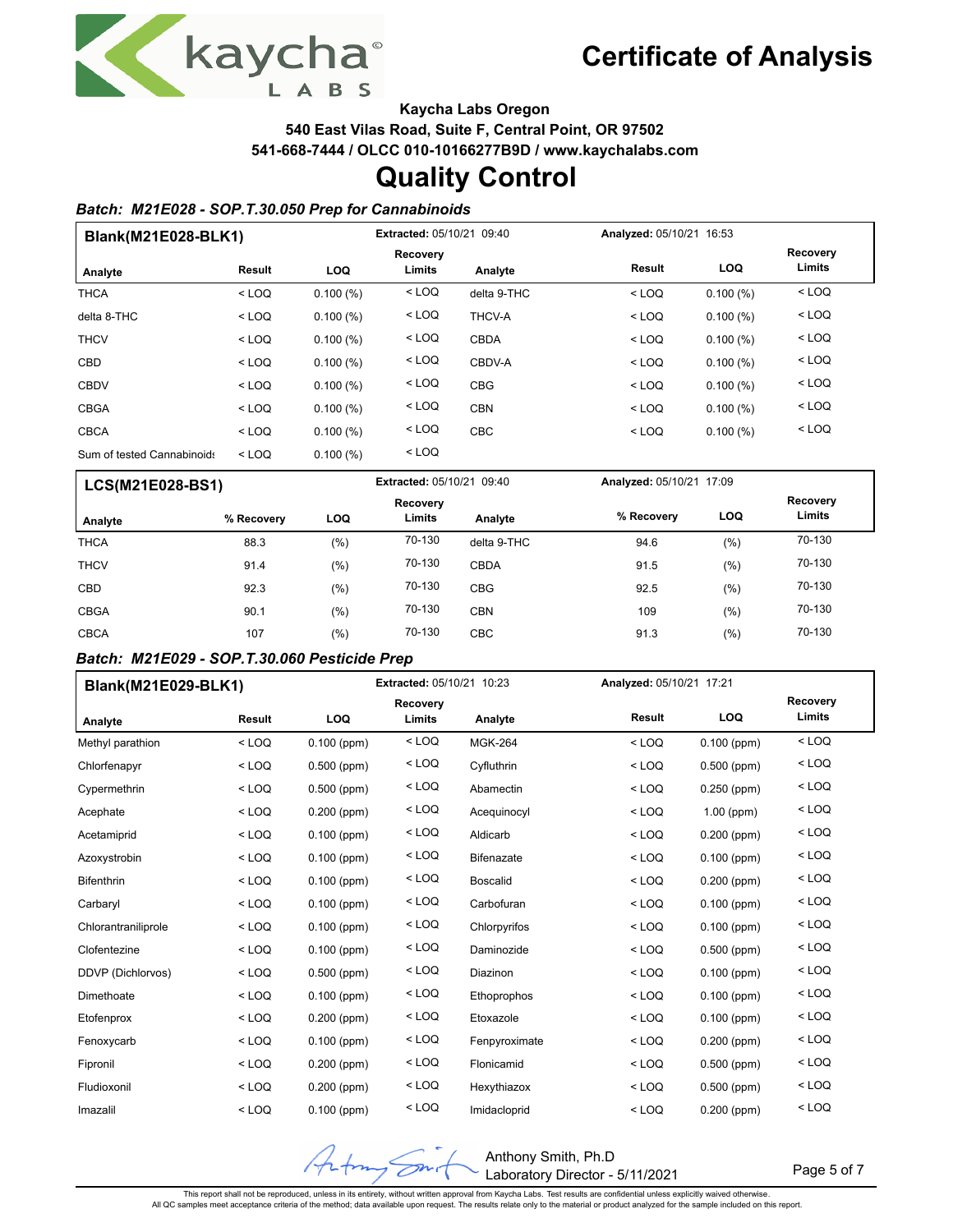# Certificate of Analysis

**Kaycha Labs Oregon**
**540 East Vilas Road, Suite F, Central Point, OR 97502**
**541-668-7444 / OLCC 010-10166277B9D / www.kaychalabs.com**

# Quality Control

### *Batch: M21E028 - SOP.T.30.050 Prep for Cannabinoids*

**Blank(M21E028-BLK1)** — **Extracted:** 05/10/21 09:40 — **Analyzed:** 05/10/21 16:53

| Analyte | Result | LOQ | Recovery Limits | Analyte | Result | LOQ | Recovery Limits |
|---|---|---|---|---|---|---|---|
| THCA | < LOQ | 0.100 (%) | < LOQ | delta 9-THC | < LOQ | 0.100 (%) | < LOQ |
| delta 8-THC | < LOQ | 0.100 (%) | < LOQ | THCV-A | < LOQ | 0.100 (%) | < LOQ |
| THCV | < LOQ | 0.100 (%) | < LOQ | CBDA | < LOQ | 0.100 (%) | < LOQ |
| CBD | < LOQ | 0.100 (%) | < LOQ | CBDV-A | < LOQ | 0.100 (%) | < LOQ |
| CBDV | < LOQ | 0.100 (%) | < LOQ | CBG | < LOQ | 0.100 (%) | < LOQ |
| CBGA | < LOQ | 0.100 (%) | < LOQ | CBN | < LOQ | 0.100 (%) | < LOQ |
| CBCA | < LOQ | 0.100 (%) | < LOQ | CBC | < LOQ | 0.100 (%) | < LOQ |
| Sum of tested Cannabinoids | < LOQ | 0.100 (%) | < LOQ | | | | |

**LCS(M21E028-BS1)** — **Extracted:** 05/10/21 09:40 — **Analyzed:** 05/10/21 17:09

| Analyte | % Recovery | LOQ | Recovery Limits | Analyte | % Recovery | LOQ | Recovery Limits |
|---|---|---|---|---|---|---|---|
| THCA | 88.3 | (%) | 70-130 | delta 9-THC | 94.6 | (%) | 70-130 |
| THCV | 91.4 | (%) | 70-130 | CBDA | 91.5 | (%) | 70-130 |
| CBD | 92.3 | (%) | 70-130 | CBG | 92.5 | (%) | 70-130 |
| CBGA | 90.1 | (%) | 70-130 | CBN | 109 | (%) | 70-130 |
| CBCA | 107 | (%) | 70-130 | CBC | 91.3 | (%) | 70-130 |

### *Batch: M21E029 - SOP.T.30.060 Pesticide Prep*

**Blank(M21E029-BLK1)** — **Extracted:** 05/10/21 10:23 — **Analyzed:** 05/10/21 17:21

| Analyte | Result | LOQ | Recovery Limits | Analyte | Result | LOQ | Recovery Limits |
|---|---|---|---|---|---|---|---|
| Methyl parathion | < LOQ | 0.100 (ppm) | < LOQ | MGK-264 | < LOQ | 0.100 (ppm) | < LOQ |
| Chlorfenapyr | < LOQ | 0.500 (ppm) | < LOQ | Cyfluthrin | < LOQ | 0.500 (ppm) | < LOQ |
| Cypermethrin | < LOQ | 0.500 (ppm) | < LOQ | Abamectin | < LOQ | 0.250 (ppm) | < LOQ |
| Acephate | < LOQ | 0.200 (ppm) | < LOQ | Acequinocyl | < LOQ | 1.00 (ppm) | < LOQ |
| Acetamiprid | < LOQ | 0.100 (ppm) | < LOQ | Aldicarb | < LOQ | 0.200 (ppm) | < LOQ |
| Azoxystrobin | < LOQ | 0.100 (ppm) | < LOQ | Bifenazate | < LOQ | 0.100 (ppm) | < LOQ |
| Bifenthrin | < LOQ | 0.100 (ppm) | < LOQ | Boscalid | < LOQ | 0.200 (ppm) | < LOQ |
| Carbaryl | < LOQ | 0.100 (ppm) | < LOQ | Carbofuran | < LOQ | 0.100 (ppm) | < LOQ |
| Chlorantraniliprole | < LOQ | 0.100 (ppm) | < LOQ | Chlorpyrifos | < LOQ | 0.100 (ppm) | < LOQ |
| Clofentezine | < LOQ | 0.100 (ppm) | < LOQ | Daminozide | < LOQ | 0.500 (ppm) | < LOQ |
| DDVP (Dichlorvos) | < LOQ | 0.500 (ppm) | < LOQ | Diazinon | < LOQ | 0.100 (ppm) | < LOQ |
| Dimethoate | < LOQ | 0.100 (ppm) | < LOQ | Ethoprophos | < LOQ | 0.100 (ppm) | < LOQ |
| Etofenprox | < LOQ | 0.200 (ppm) | < LOQ | Etoxazole | < LOQ | 0.100 (ppm) | < LOQ |
| Fenoxycarb | < LOQ | 0.100 (ppm) | < LOQ | Fenpyroximate | < LOQ | 0.200 (ppm) | < LOQ |
| Fipronil | < LOQ | 0.200 (ppm) | < LOQ | Flonicamid | < LOQ | 0.500 (ppm) | < LOQ |
| Fludioxonil | < LOQ | 0.200 (ppm) | < LOQ | Hexythiazox | < LOQ | 0.500 (ppm) | < LOQ |
| Imazalil | < LOQ | 0.100 (ppm) | < LOQ | Imidacloprid | < LOQ | 0.200 (ppm) | < LOQ |

Anthony Smith, Ph.D
Laboratory Director - 5/11/2021

This report shall not be reproduced, unless in its entirety, without written approval from Kaycha Labs. Test results are confidential unless explicitly waived otherwise.
All QC samples meet acceptance criteria of the method; data available upon request. The results relate only to the material or product analyzed for the sample included on this report.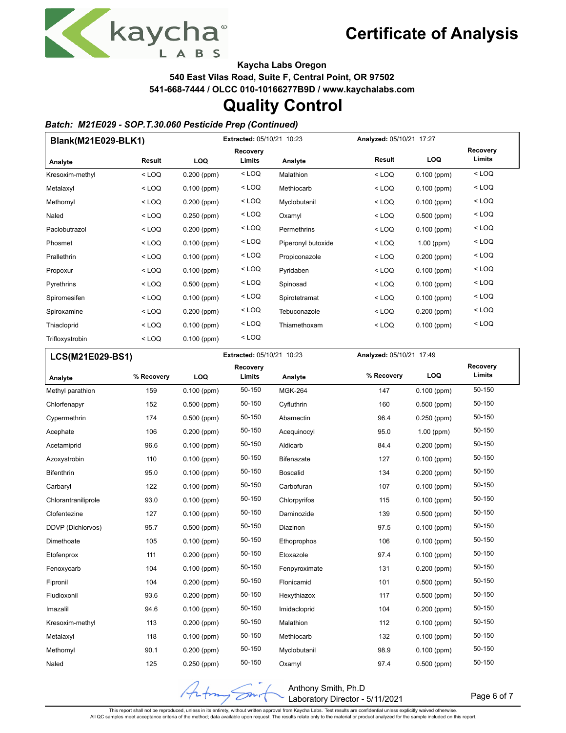# Certificate of Analysis

**Kaycha Labs Oregon**
**540 East Vilas Road, Suite F, Central Point, OR 97502**
**541-668-7444 / OLCC 010-10166277B9D / www.kaychalabs.com**

# Quality Control

### *Batch: M21E029 - SOP.T.30.060 Pesticide Prep (Continued)*

**Blank(M21E029-BLK1)** — **Extracted:** 05/10/21 10:23 — **Analyzed:** 05/10/21 17:27

| Analyte | Result | LOQ | Recovery Limits | Analyte | Result | LOQ | Recovery Limits |
|---|---|---|---|---|---|---|---|
| Kresoxim-methyl | < LOQ | 0.200 (ppm) | < LOQ | Malathion | < LOQ | 0.100 (ppm) | < LOQ |
| Metalaxyl | < LOQ | 0.100 (ppm) | < LOQ | Methiocarb | < LOQ | 0.100 (ppm) | < LOQ |
| Methomyl | < LOQ | 0.200 (ppm) | < LOQ | Myclobutanil | < LOQ | 0.100 (ppm) | < LOQ |
| Naled | < LOQ | 0.250 (ppm) | < LOQ | Oxamyl | < LOQ | 0.500 (ppm) | < LOQ |
| Paclobutrazol | < LOQ | 0.200 (ppm) | < LOQ | Permethrins | < LOQ | 0.100 (ppm) | < LOQ |
| Phosmet | < LOQ | 0.100 (ppm) | < LOQ | Piperonyl butoxide | < LOQ | 1.00 (ppm) | < LOQ |
| Prallethrin | < LOQ | 0.100 (ppm) | < LOQ | Propiconazole | < LOQ | 0.200 (ppm) | < LOQ |
| Propoxur | < LOQ | 0.100 (ppm) | < LOQ | Pyridaben | < LOQ | 0.100 (ppm) | < LOQ |
| Pyrethrins | < LOQ | 0.500 (ppm) | < LOQ | Spinosad | < LOQ | 0.100 (ppm) | < LOQ |
| Spiromesifen | < LOQ | 0.100 (ppm) | < LOQ | Spirotetramat | < LOQ | 0.100 (ppm) | < LOQ |
| Spiroxamine | < LOQ | 0.200 (ppm) | < LOQ | Tebuconazole | < LOQ | 0.200 (ppm) | < LOQ |
| Thiacloprid | < LOQ | 0.100 (ppm) | < LOQ | Thiamethoxam | < LOQ | 0.100 (ppm) | < LOQ |
| Trifloxystrobin | < LOQ | 0.100 (ppm) | < LOQ | | | | |

**LCS(M21E029-BS1)** — **Extracted:** 05/10/21 10:23 — **Analyzed:** 05/10/21 17:49

| Analyte | % Recovery | LOQ | Recovery Limits | Analyte | % Recovery | LOQ | Recovery Limits |
|---|---|---|---|---|---|---|---|
| Methyl parathion | 159 | 0.100 (ppm) | 50-150 | MGK-264 | 147 | 0.100 (ppm) | 50-150 |
| Chlorfenapyr | 152 | 0.500 (ppm) | 50-150 | Cyfluthrin | 160 | 0.500 (ppm) | 50-150 |
| Cypermethrin | 174 | 0.500 (ppm) | 50-150 | Abamectin | 96.4 | 0.250 (ppm) | 50-150 |
| Acephate | 106 | 0.200 (ppm) | 50-150 | Acequinocyl | 95.0 | 1.00 (ppm) | 50-150 |
| Acetamiprid | 96.6 | 0.100 (ppm) | 50-150 | Aldicarb | 84.4 | 0.200 (ppm) | 50-150 |
| Azoxystrobin | 110 | 0.100 (ppm) | 50-150 | Bifenazate | 127 | 0.100 (ppm) | 50-150 |
| Bifenthrin | 95.0 | 0.100 (ppm) | 50-150 | Boscalid | 134 | 0.200 (ppm) | 50-150 |
| Carbaryl | 122 | 0.100 (ppm) | 50-150 | Carbofuran | 107 | 0.100 (ppm) | 50-150 |
| Chlorantraniliprole | 93.0 | 0.100 (ppm) | 50-150 | Chlorpyrifos | 115 | 0.100 (ppm) | 50-150 |
| Clofentezine | 127 | 0.100 (ppm) | 50-150 | Daminozide | 139 | 0.500 (ppm) | 50-150 |
| DDVP (Dichlorvos) | 95.7 | 0.500 (ppm) | 50-150 | Diazinon | 97.5 | 0.100 (ppm) | 50-150 |
| Dimethoate | 105 | 0.100 (ppm) | 50-150 | Ethoprophos | 106 | 0.100 (ppm) | 50-150 |
| Etofenprox | 111 | 0.200 (ppm) | 50-150 | Etoxazole | 97.4 | 0.100 (ppm) | 50-150 |
| Fenoxycarb | 104 | 0.100 (ppm) | 50-150 | Fenpyroximate | 131 | 0.200 (ppm) | 50-150 |
| Fipronil | 104 | 0.200 (ppm) | 50-150 | Flonicamid | 101 | 0.500 (ppm) | 50-150 |
| Fludioxonil | 93.6 | 0.200 (ppm) | 50-150 | Hexythiazox | 117 | 0.500 (ppm) | 50-150 |
| Imazalil | 94.6 | 0.100 (ppm) | 50-150 | Imidacloprid | 104 | 0.200 (ppm) | 50-150 |
| Kresoxim-methyl | 113 | 0.200 (ppm) | 50-150 | Malathion | 112 | 0.100 (ppm) | 50-150 |
| Metalaxyl | 118 | 0.100 (ppm) | 50-150 | Methiocarb | 132 | 0.100 (ppm) | 50-150 |
| Methomyl | 90.1 | 0.200 (ppm) | 50-150 | Myclobutanil | 98.9 | 0.100 (ppm) | 50-150 |
| Naled | 125 | 0.250 (ppm) | 50-150 | Oxamyl | 97.4 | 0.500 (ppm) | 50-150 |

Anthony Smith, Ph.D
Laboratory Director - 5/11/2021

This report shall not be reproduced, unless in its entirety, without written approval from Kaycha Labs. Test results are confidential unless explicitly waived otherwise.
All QC samples meet acceptance criteria of the method; data available upon request. The results relate only to the material or product analyzed for the sample included on this report.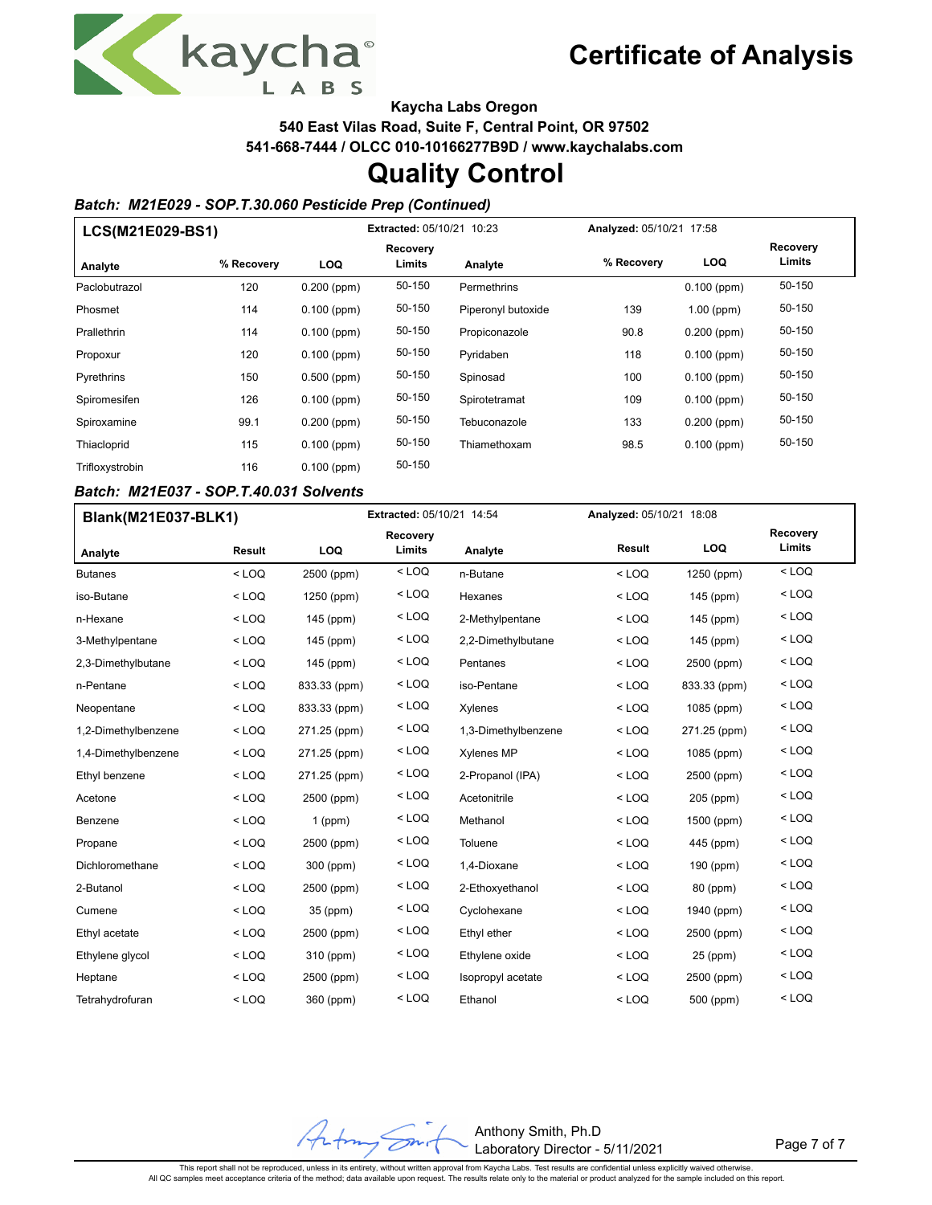# Certificate of Analysis

**Kaycha Labs Oregon**
**540 East Vilas Road, Suite F, Central Point, OR 97502**
**541-668-7444 / OLCC 010-10166277B9D / www.kaychalabs.com**

# Quality Control

### *Batch: M21E029 - SOP.T.30.060 Pesticide Prep (Continued)*

**LCS(M21E029-BS1)** — **Extracted:** 05/10/21 10:23 — **Analyzed:** 05/10/21 17:58

| Analyte | % Recovery | LOQ | Recovery Limits | Analyte | % Recovery | LOQ | Recovery Limits |
|---|---|---|---|---|---|---|---|
| Paclobutrazol | 120 | 0.200 (ppm) | 50-150 | Permethrins | | 0.100 (ppm) | 50-150 |
| Phosmet | 114 | 0.100 (ppm) | 50-150 | Piperonyl butoxide | 139 | 1.00 (ppm) | 50-150 |
| Prallethrin | 114 | 0.100 (ppm) | 50-150 | Propiconazole | 90.8 | 0.200 (ppm) | 50-150 |
| Propoxur | 120 | 0.100 (ppm) | 50-150 | Pyridaben | 118 | 0.100 (ppm) | 50-150 |
| Pyrethrins | 150 | 0.500 (ppm) | 50-150 | Spinosad | 100 | 0.100 (ppm) | 50-150 |
| Spiromesifen | 126 | 0.100 (ppm) | 50-150 | Spirotetramat | 109 | 0.100 (ppm) | 50-150 |
| Spiroxamine | 99.1 | 0.200 (ppm) | 50-150 | Tebuconazole | 133 | 0.200 (ppm) | 50-150 |
| Thiacloprid | 115 | 0.100 (ppm) | 50-150 | Thiamethoxam | 98.5 | 0.100 (ppm) | 50-150 |
| Trifloxystrobin | 116 | 0.100 (ppm) | 50-150 | | | | |

### *Batch: M21E037 - SOP.T.40.031 Solvents*

**Blank(M21E037-BLK1)** — **Extracted:** 05/10/21 14:54 — **Analyzed:** 05/10/21 18:08

| Analyte | Result | LOQ | Recovery Limits | Analyte | Result | LOQ | Recovery Limits |
|---|---|---|---|---|---|---|---|
| Butanes | < LOQ | 2500 (ppm) | < LOQ | n-Butane | < LOQ | 1250 (ppm) | < LOQ |
| iso-Butane | < LOQ | 1250 (ppm) | < LOQ | Hexanes | < LOQ | 145 (ppm) | < LOQ |
| n-Hexane | < LOQ | 145 (ppm) | < LOQ | 2-Methylpentane | < LOQ | 145 (ppm) | < LOQ |
| 3-Methylpentane | < LOQ | 145 (ppm) | < LOQ | 2,2-Dimethylbutane | < LOQ | 145 (ppm) | < LOQ |
| 2,3-Dimethylbutane | < LOQ | 145 (ppm) | < LOQ | Pentanes | < LOQ | 2500 (ppm) | < LOQ |
| n-Pentane | < LOQ | 833.33 (ppm) | < LOQ | iso-Pentane | < LOQ | 833.33 (ppm) | < LOQ |
| Neopentane | < LOQ | 833.33 (ppm) | < LOQ | Xylenes | < LOQ | 1085 (ppm) | < LOQ |
| 1,2-Dimethylbenzene | < LOQ | 271.25 (ppm) | < LOQ | 1,3-Dimethylbenzene | < LOQ | 271.25 (ppm) | < LOQ |
| 1,4-Dimethylbenzene | < LOQ | 271.25 (ppm) | < LOQ | Xylenes MP | < LOQ | 1085 (ppm) | < LOQ |
| Ethyl benzene | < LOQ | 271.25 (ppm) | < LOQ | 2-Propanol (IPA) | < LOQ | 2500 (ppm) | < LOQ |
| Acetone | < LOQ | 2500 (ppm) | < LOQ | Acetonitrile | < LOQ | 205 (ppm) | < LOQ |
| Benzene | < LOQ | 1 (ppm) | < LOQ | Methanol | < LOQ | 1500 (ppm) | < LOQ |
| Propane | < LOQ | 2500 (ppm) | < LOQ | Toluene | < LOQ | 445 (ppm) | < LOQ |
| Dichloromethane | < LOQ | 300 (ppm) | < LOQ | 1,4-Dioxane | < LOQ | 190 (ppm) | < LOQ |
| 2-Butanol | < LOQ | 2500 (ppm) | < LOQ | 2-Ethoxyethanol | < LOQ | 80 (ppm) | < LOQ |
| Cumene | < LOQ | 35 (ppm) | < LOQ | Cyclohexane | < LOQ | 1940 (ppm) | < LOQ |
| Ethyl acetate | < LOQ | 2500 (ppm) | < LOQ | Ethyl ether | < LOQ | 2500 (ppm) | < LOQ |
| Ethylene glycol | < LOQ | 310 (ppm) | < LOQ | Ethylene oxide | < LOQ | 25 (ppm) | < LOQ |
| Heptane | < LOQ | 2500 (ppm) | < LOQ | Isopropyl acetate | < LOQ | 2500 (ppm) | < LOQ |
| Tetrahydrofuran | < LOQ | 360 (ppm) | < LOQ | Ethanol | < LOQ | 500 (ppm) | < LOQ |

Anthony Smith, Ph.D
Laboratory Director - 5/11/2021

This report shall not be reproduced, unless in its entirety, without written approval from Kaycha Labs. Test results are confidential unless explicitly waived otherwise.
All QC samples meet acceptance criteria of the method; data available upon request. The results relate only to the material or product analyzed for the sample included on this report.